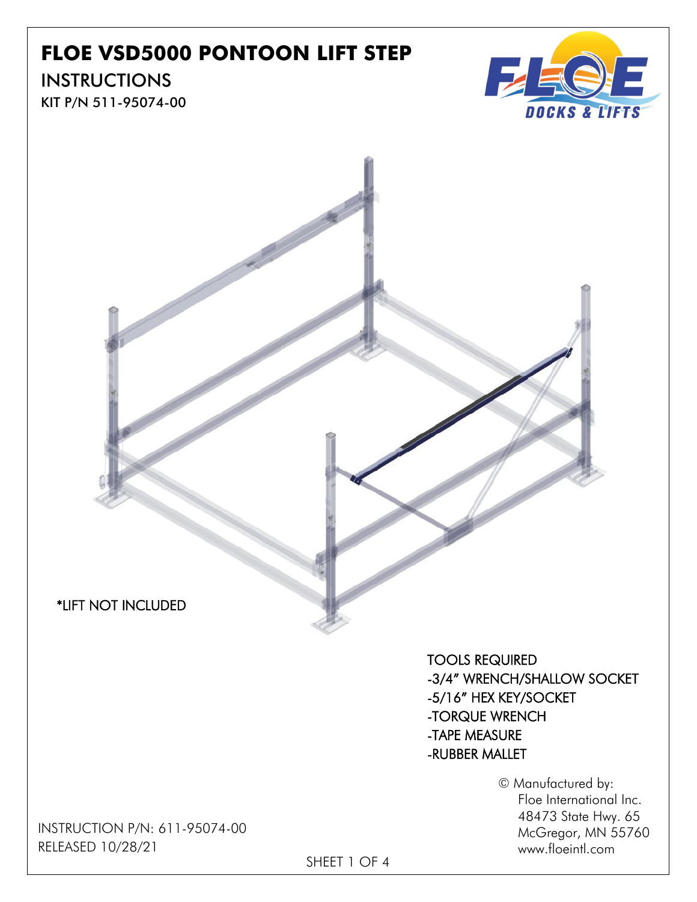# FLOE VSD5000 PONTOON LIFT STEP

## INSTRUCTIONS

KIT P/N 511-95074-00

*LIFT NOT INCLUDED

TOOLS REQUIRED
- -3/4" WRENCH/SHALLOW SOCKET
- -5/16" HEX KEY/SOCKET
- -TORQUE WRENCH
- -TAPE MEASURE
- -RUBBER MALLET

© Manufactured by:
Floe International Inc.
48473 State Hwy. 65
McGregor, MN 55760
www.floeintl.com

INSTRUCTION P/N: 611-95074-00
RELEASED 10/28/21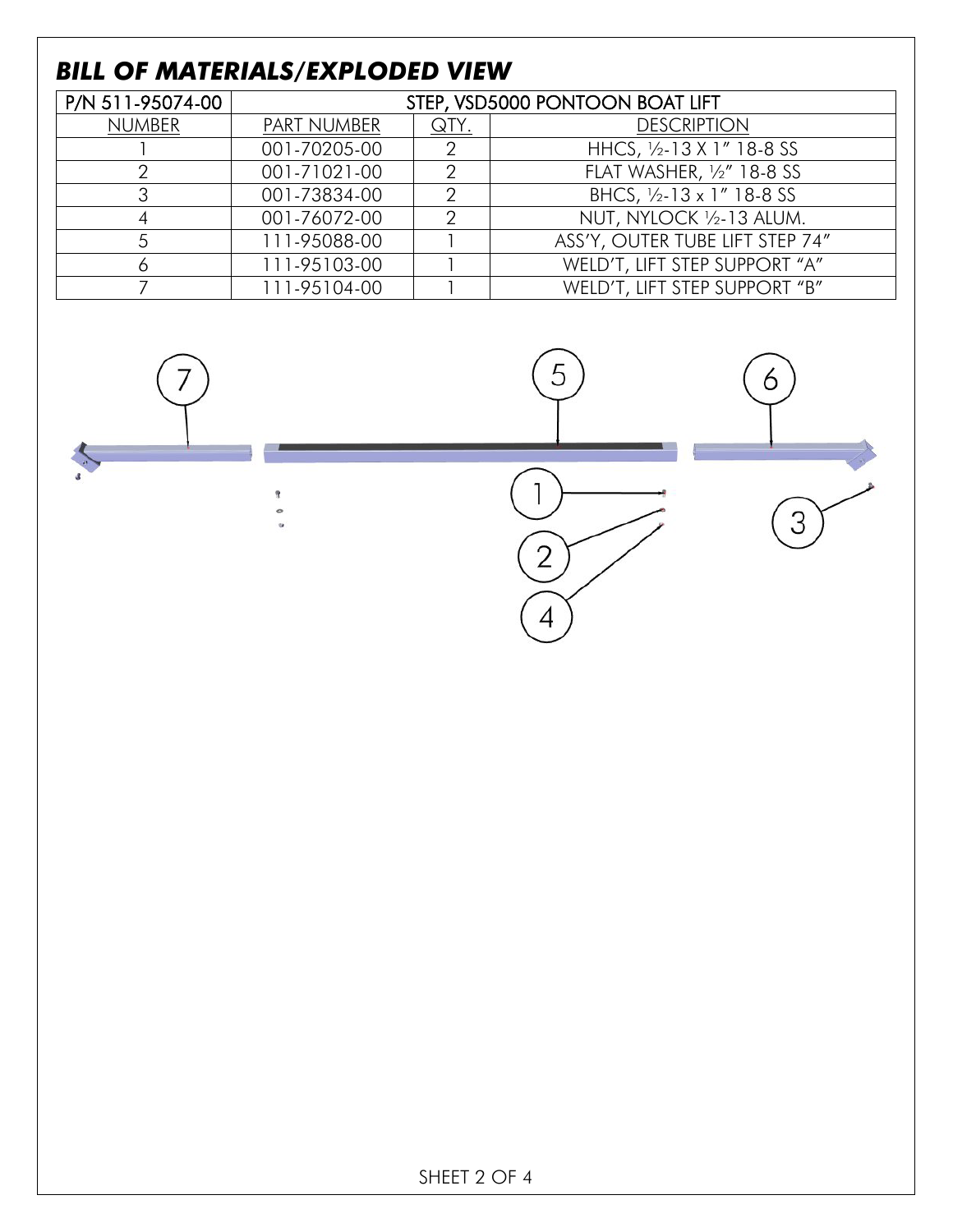## *BILL OF MATERIALS/EXPLODED VIEW*

| P/N 511-95074-00 | STEP, VSD5000 PONTOON BOAT LIFT | | |
|---|---|---|---|
| NUMBER | PART NUMBER | QTY. | DESCRIPTION |
| 1 | 001-70205-00 | 2 | HHCS, ½-13 X 1" 18-8 SS |
| 2 | 001-71021-00 | 2 | FLAT WASHER, ½" 18-8 SS |
| 3 | 001-73834-00 | 2 | BHCS, ½-13 x 1" 18-8 SS |
| 4 | 001-76072-00 | 2 | NUT, NYLOCK ½-13 ALUM. |
| 5 | 111-95088-00 | 1 | ASS'Y, OUTER TUBE LIFT STEP 74" |
| 6 | 111-95103-00 | 1 | WELD'T, LIFT STEP SUPPORT "A" |
| 7 | 111-95104-00 | 1 | WELD'T, LIFT STEP SUPPORT "B" |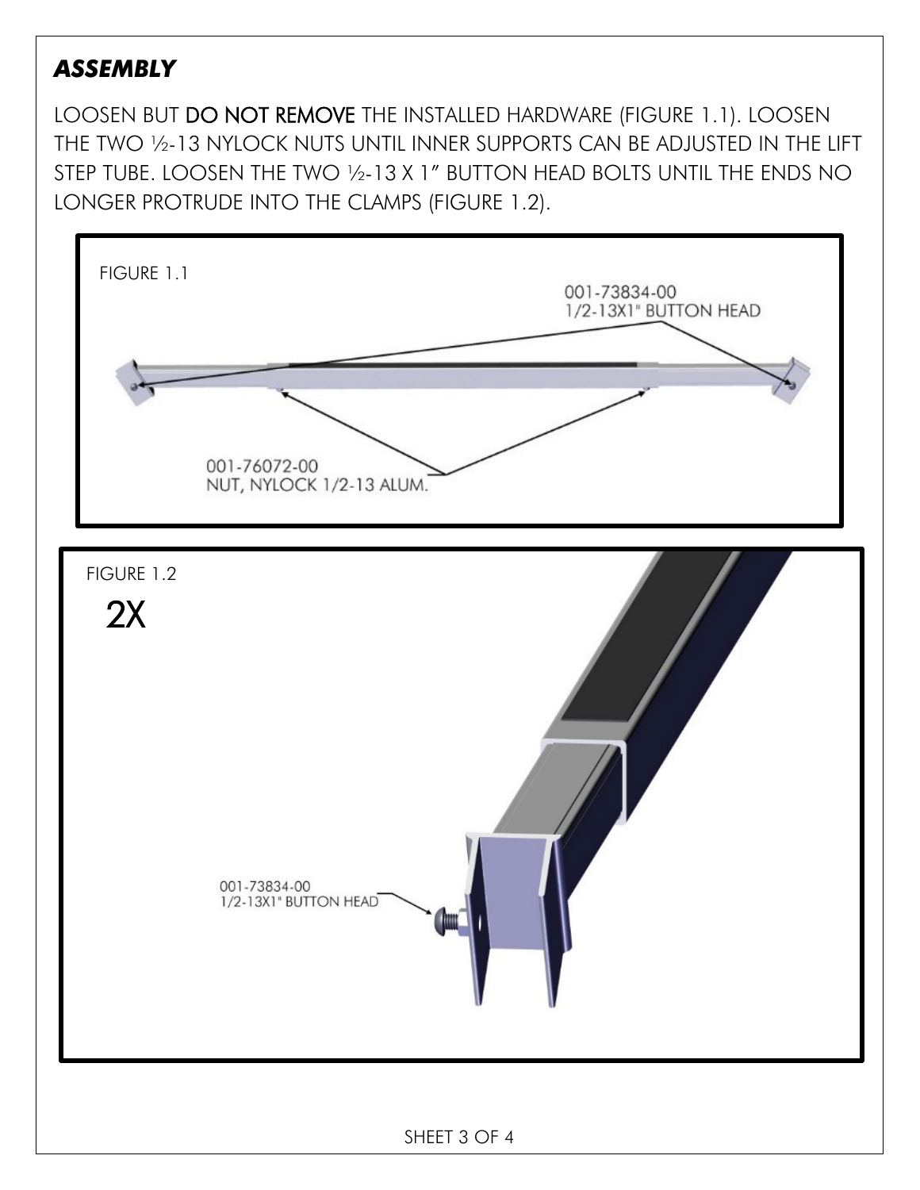## ***ASSEMBLY***

LOOSEN BUT **DO NOT REMOVE** THE INSTALLED HARDWARE (FIGURE 1.1). LOOSEN THE TWO ½-13 NYLOCK NUTS UNTIL INNER SUPPORTS CAN BE ADJUSTED IN THE LIFT STEP TUBE. LOOSEN THE TWO ½-13 X 1" BUTTON HEAD BOLTS UNTIL THE ENDS NO LONGER PROTRUDE INTO THE CLAMPS (FIGURE 1.2).

FIGURE 1.1

001-73834-00
1/2-13X1" BUTTON HEAD

001-76072-00
NUT, NYLOCK 1/2-13 ALUM.

FIGURE 1.2

2X

001-73834-00
1/2-13X1" BUTTON HEAD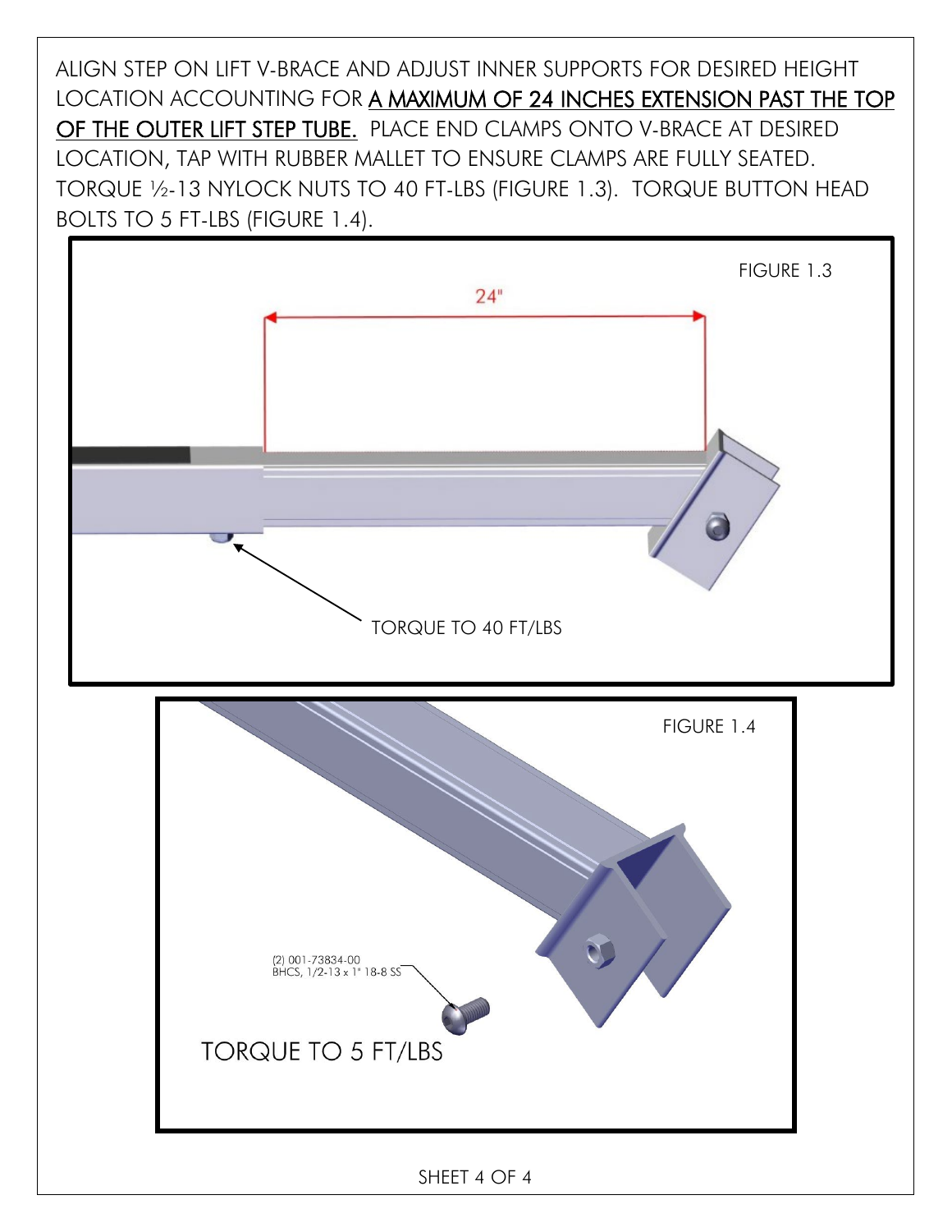ALIGN STEP ON LIFT V-BRACE AND ADJUST INNER SUPPORTS FOR DESIRED HEIGHT LOCATION ACCOUNTING FOR **A MAXIMUM OF 24 INCHES EXTENSION PAST THE TOP OF THE OUTER LIFT STEP TUBE.** PLACE END CLAMPS ONTO V-BRACE AT DESIRED LOCATION, TAP WITH RUBBER MALLET TO ENSURE CLAMPS ARE FULLY SEATED. TORQUE ½-13 NYLOCK NUTS TO 40 FT-LBS (FIGURE 1.3). TORQUE BUTTON HEAD BOLTS TO 5 FT-LBS (FIGURE 1.4).

FIGURE 1.3

24"

TORQUE TO 40 FT/LBS

FIGURE 1.4

(2) 001-73834-00
BHCS, 1/2-13 x 1" 18-8 SS

TORQUE TO 5 FT/LBS